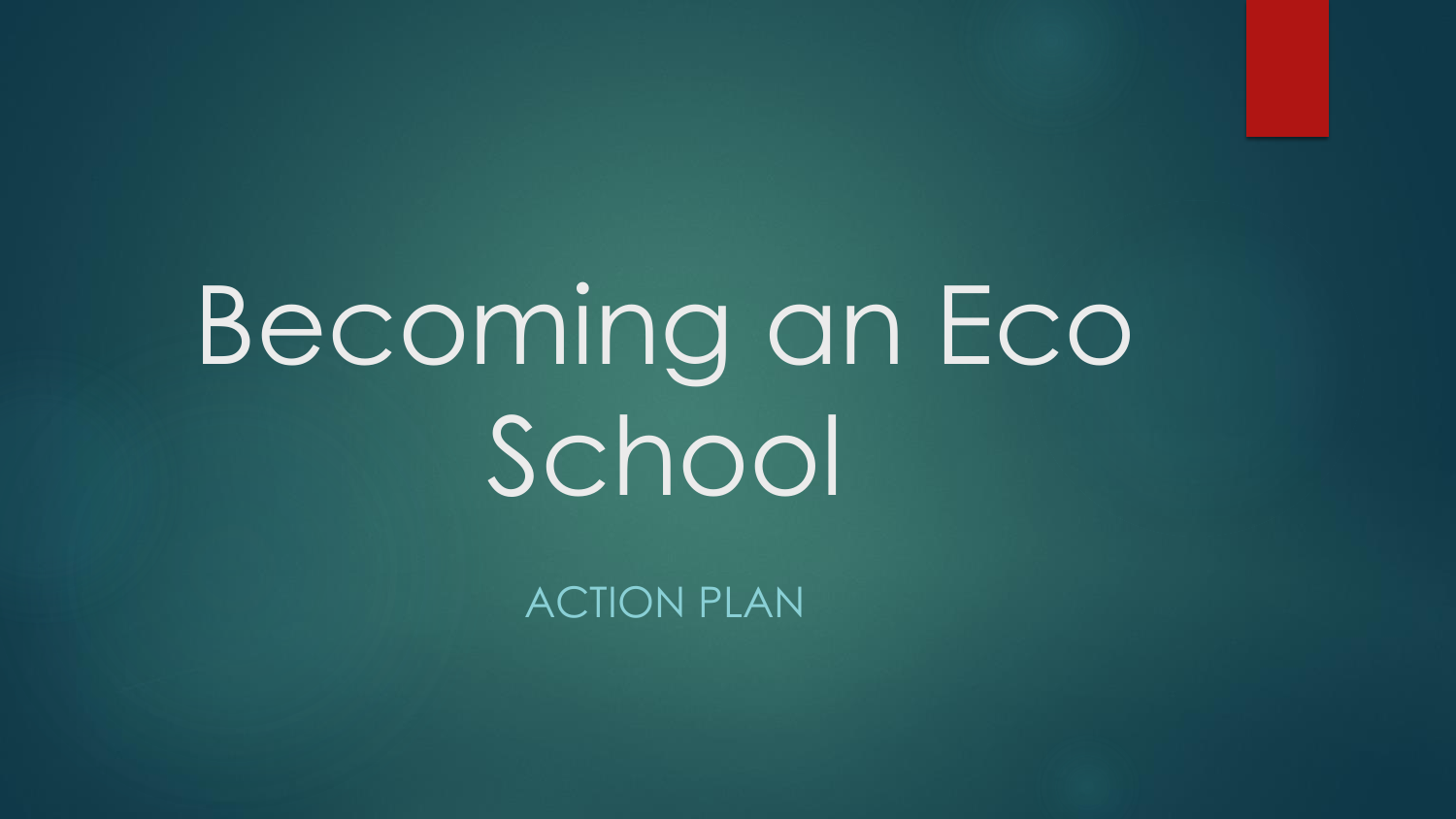# Becoming an Eco School

ACTION PLAN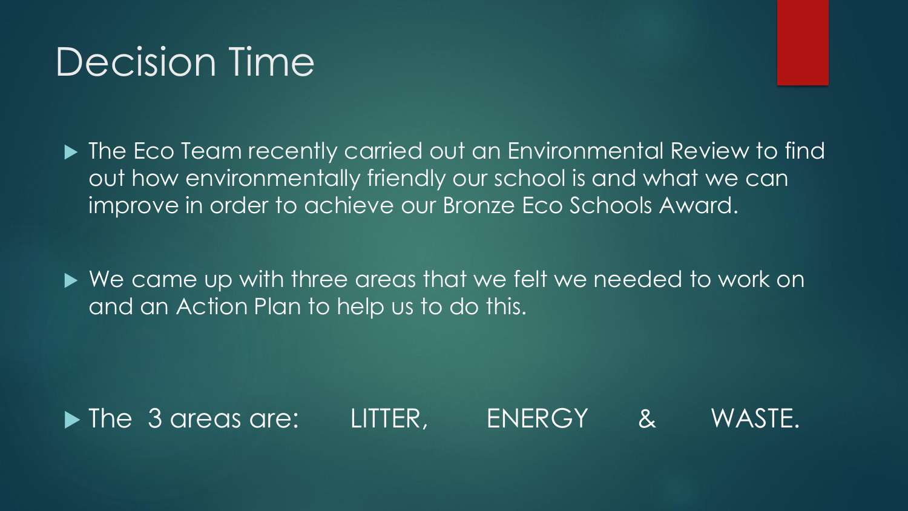# Decision Time

- The Eco Team recently carried out an Environmental Review to find out how environmentally friendly our school is and what we can improve in order to achieve our Bronze Eco Schools Award.

- We came up with three areas that we felt we needed to work on and an Action Plan to help us to do this.

- The 3 areas are: LITTER, ENERGY & WASTE.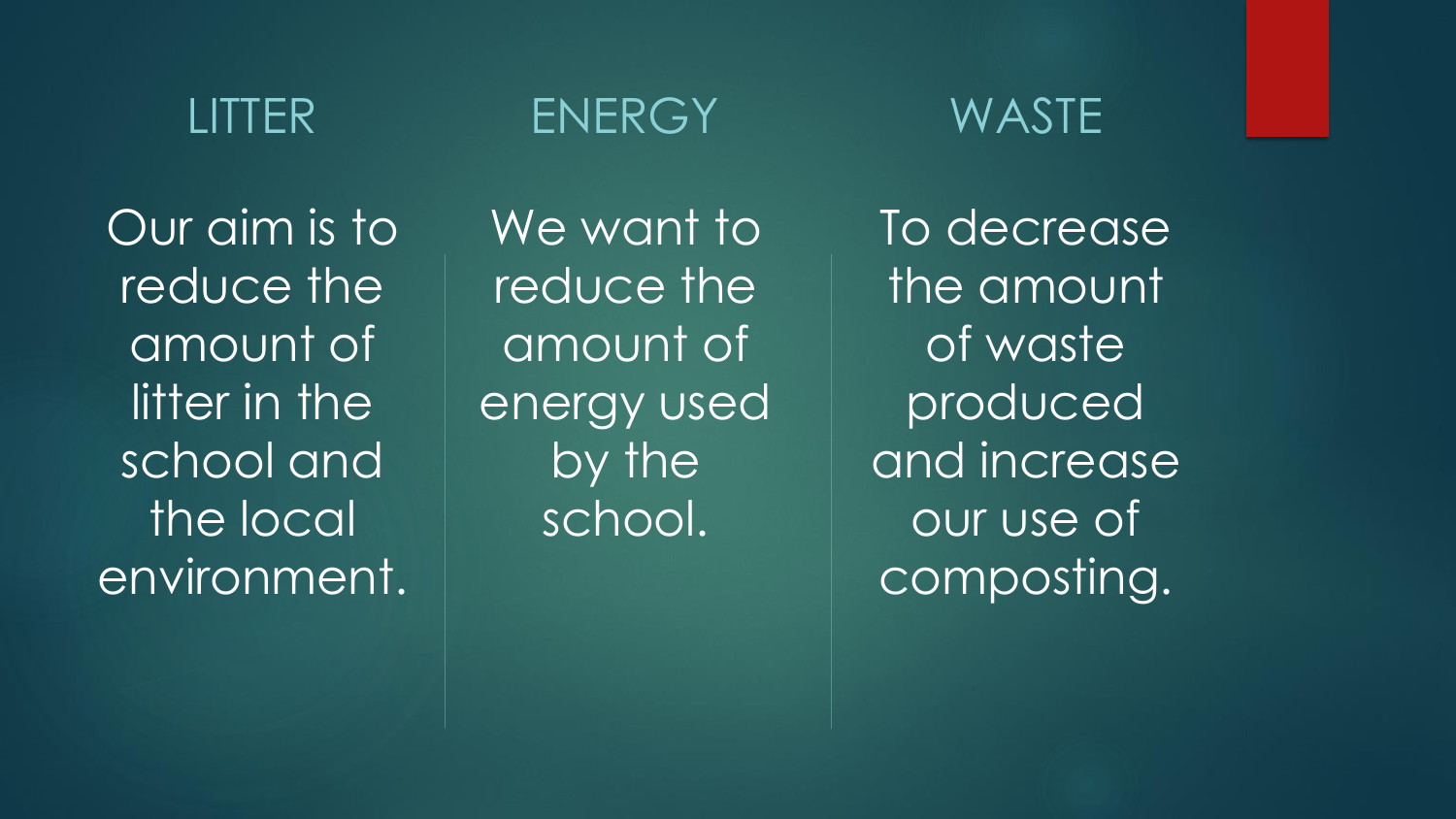## LITTER

Our aim is to reduce the amount of litter in the school and the local environment.

## ENERGY

We want to reduce the amount of energy used by the school.

## WASTE

To decrease the amount of waste produced and increase our use of composting.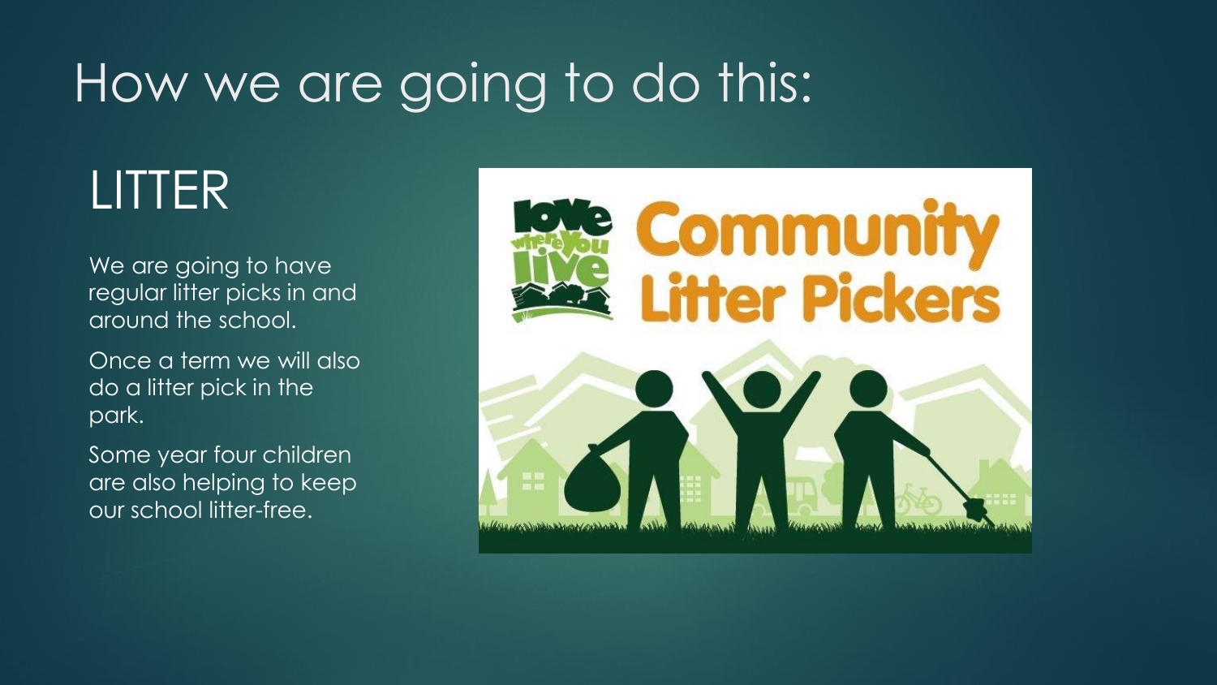# How we are going to do this:

## LITTER

We are going to have regular litter picks in and around the school.

Once a term we will also do a litter pick in the park.

Some year four children are also helping to keep our school litter-free.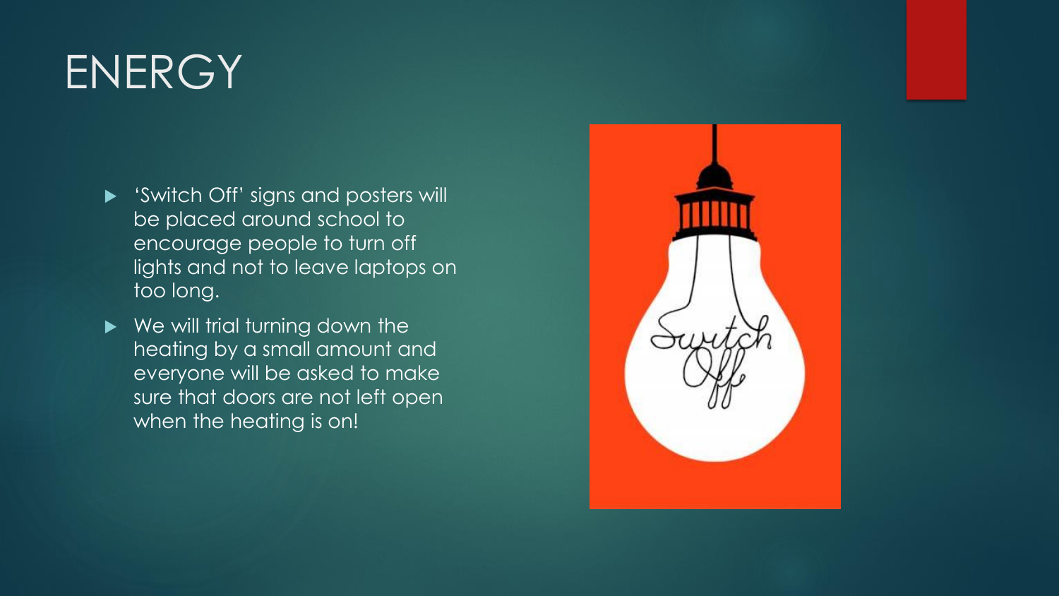# ENERGY

- 'Switch Off' signs and posters will be placed around school to encourage people to turn off lights and not to leave laptops on too long.
- We will trial turning down the heating by a small amount and everyone will be asked to make sure that doors are not left open when the heating is on!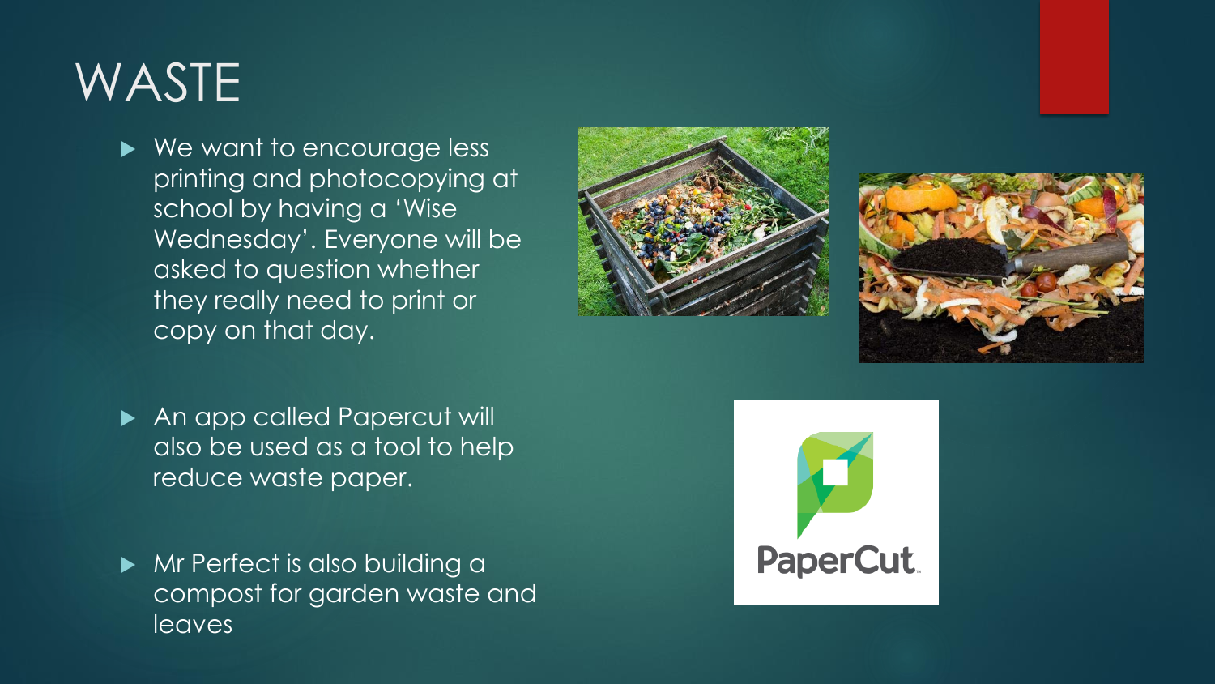# WASTE

- We want to encourage less printing and photocopying at school by having a 'Wise Wednesday'. Everyone will be asked to question whether they really need to print or copy on that day.

- An app called Papercut will also be used as a tool to help reduce waste paper.

- Mr Perfect is also building a compost for garden waste and leaves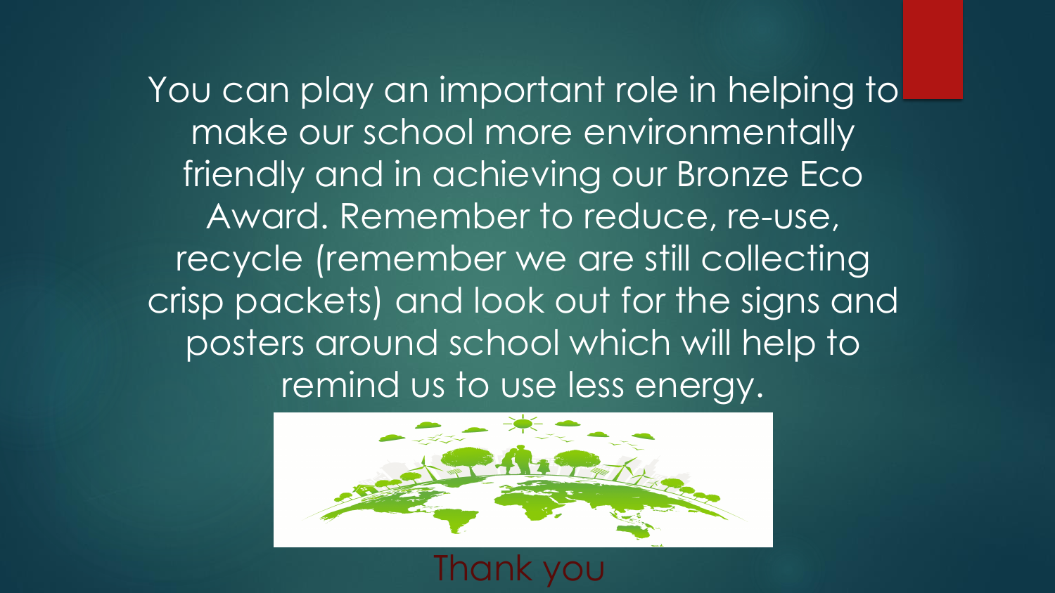You can play an important role in helping to make our school more environmentally friendly and in achieving our Bronze Eco Award. Remember to reduce, re-use, recycle (remember we are still collecting crisp packets) and look out for the signs and posters around school which will help to remind us to use less energy.

Thank you